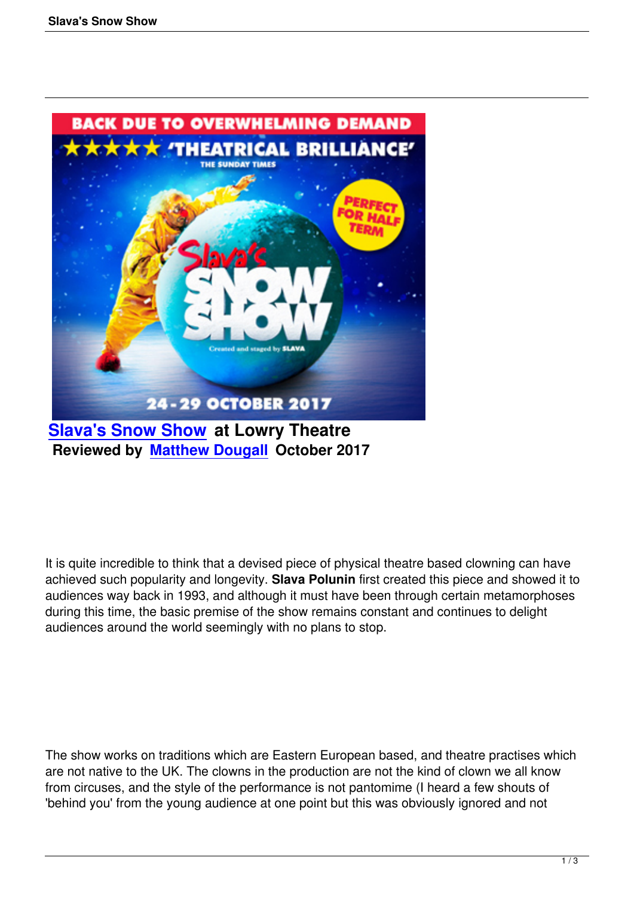**Slava's Snow Show at Lowry Theatre**
**Reviewed by Matthew Dougall October 2017**

It is quite incredible to think that a devised piece of physical theatre based clowning can have achieved such popularity and longevity. **Slava Polunin** first created this piece and showed it to audiences way back in 1993, and although it must have been through certain metamorphoses during this time, the basic premise of the show remains constant and continues to delight audiences around the world seemingly with no plans to stop.

The show works on traditions which are Eastern European based, and theatre practises which are not native to the UK. The clowns in the production are not the kind of clown we all know from circuses, and the style of the performance is not pantomime (I heard a few shouts of 'behind you' from the young audience at one point but this was obviously ignored and not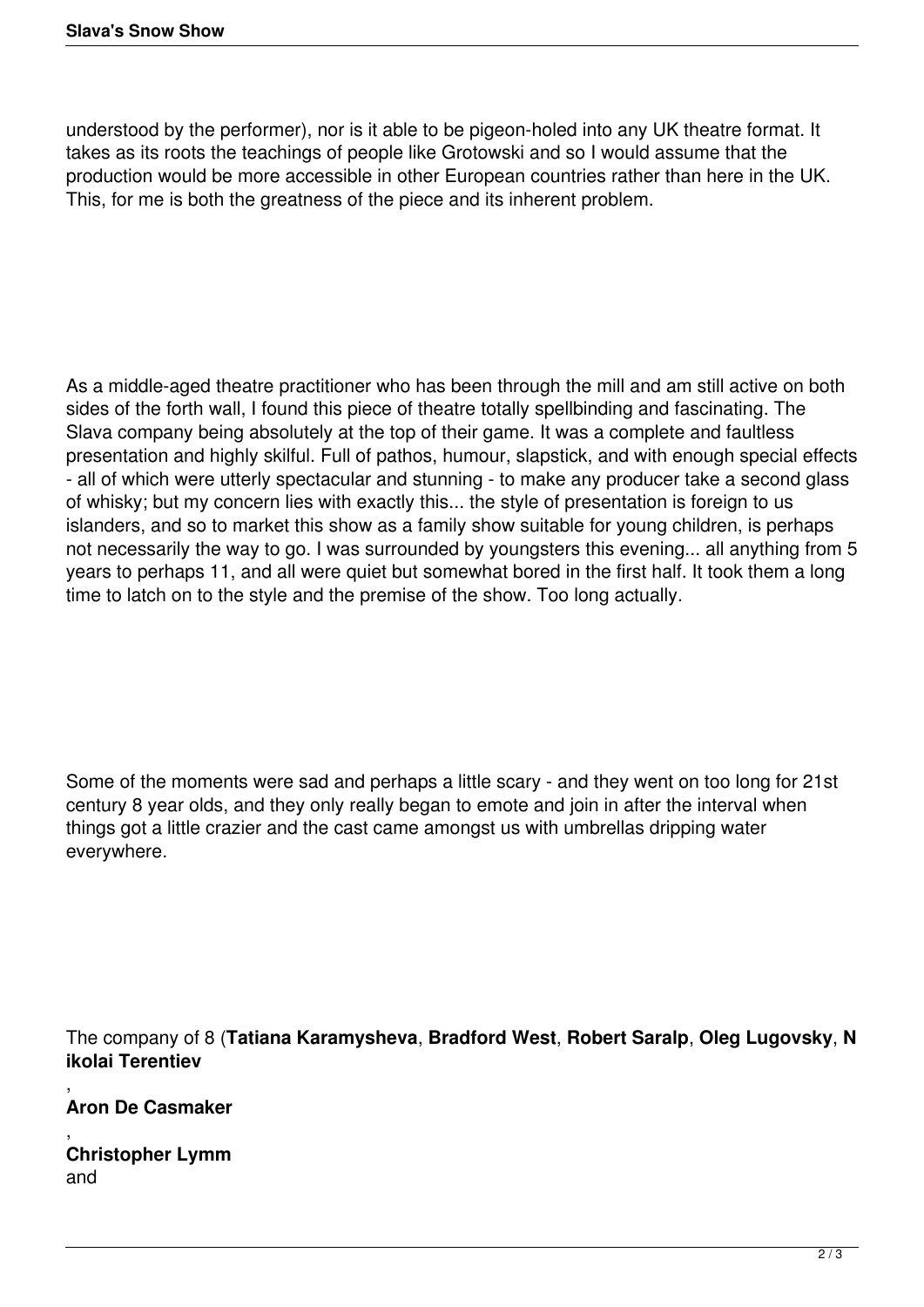understood by the performer), nor is it able to be pigeon-holed into any UK theatre format. It takes as its roots the teachings of people like Grotowski and so I would assume that the production would be more accessible in other European countries rather than here in the UK. This, for me is both the greatness of the piece and its inherent problem.

As a middle-aged theatre practitioner who has been through the mill and am still active on both sides of the forth wall, I found this piece of theatre totally spellbinding and fascinating. The Slava company being absolutely at the top of their game. It was a complete and faultless presentation and highly skilful. Full of pathos, humour, slapstick, and with enough special effects - all of which were utterly spectacular and stunning - to make any producer take a second glass of whisky; but my concern lies with exactly this... the style of presentation is foreign to us islanders, and so to market this show as a family show suitable for young children, is perhaps not necessarily the way to go. I was surrounded by youngsters this evening... all anything from 5 years to perhaps 11, and all were quiet but somewhat bored in the first half. It took them a long time to latch on to the style and the premise of the show. Too long actually.

Some of the moments were sad and perhaps a little scary - and they went on too long for 21st century 8 year olds, and they only really began to emote and join in after the interval when things got a little crazier and the cast came amongst us with umbrellas dripping water everywhere.

The company of 8 (**Tatiana Karamysheva**, **Bradford West**, **Robert Saralp**, **Oleg Lugovsky**, **Nikolai Terentiev**, **Aron De Casmaker**, **Christopher Lymm** and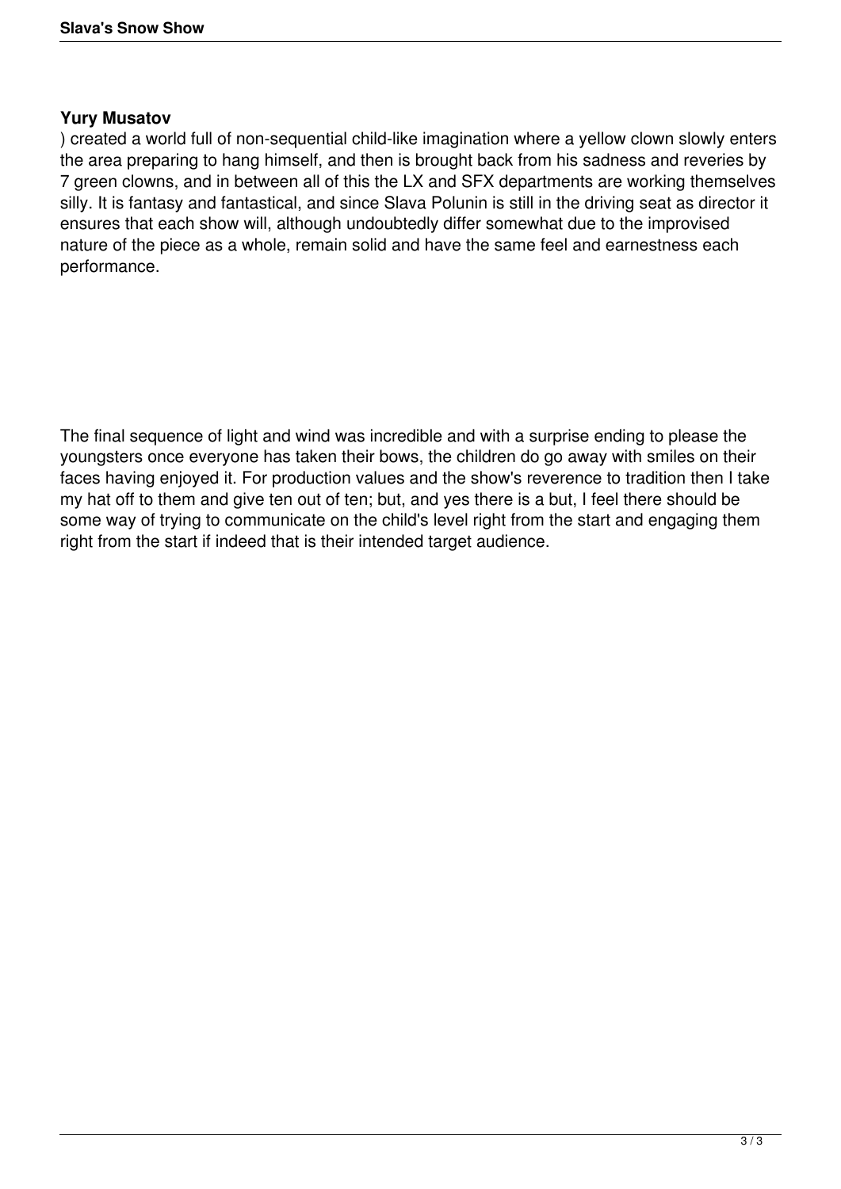**Yury Musatov**

) created a world full of non-sequential child-like imagination where a yellow clown slowly enters the area preparing to hang himself, and then is brought back from his sadness and reveries by 7 green clowns, and in between all of this the LX and SFX departments are working themselves silly. It is fantasy and fantastical, and since Slava Polunin is still in the driving seat as director it ensures that each show will, although undoubtedly differ somewhat due to the improvised nature of the piece as a whole, remain solid and have the same feel and earnestness each performance.

The final sequence of light and wind was incredible and with a surprise ending to please the youngsters once everyone has taken their bows, the children do go away with smiles on their faces having enjoyed it. For production values and the show's reverence to tradition then I take my hat off to them and give ten out of ten; but, and yes there is a but, I feel there should be some way of trying to communicate on the child's level right from the start and engaging them right from the start if indeed that is their intended target audience.